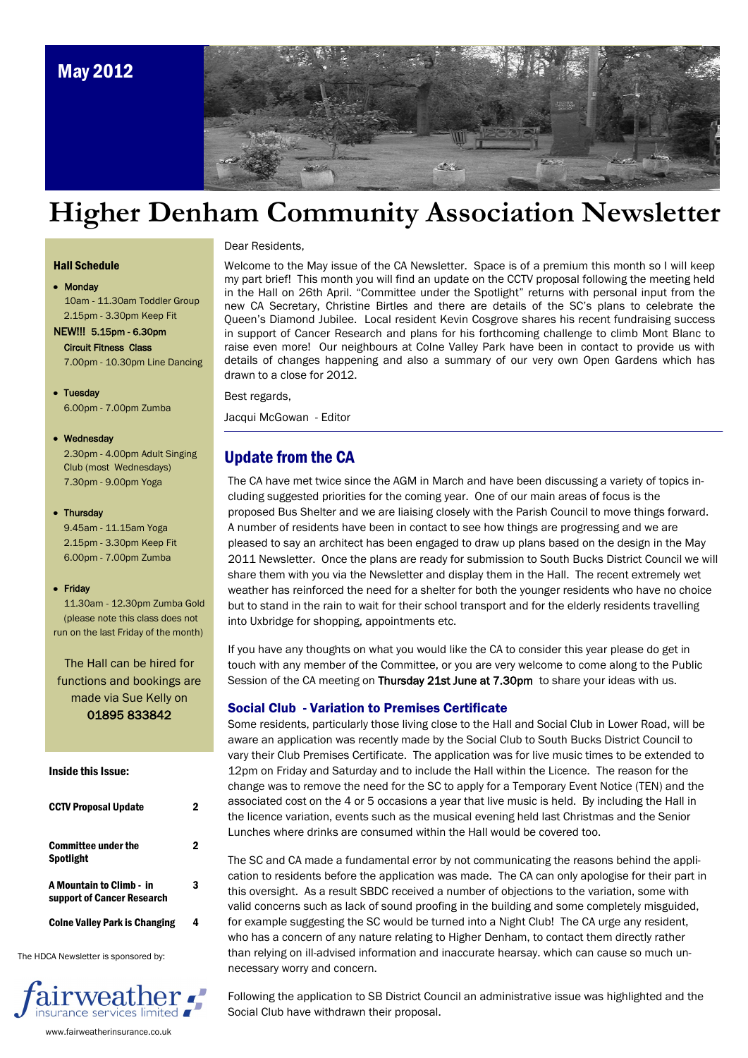May 2012

# Higher Denham Community Association Newsletter

Dear Residents,

Welcome to the May issue of the CA Newsletter. Space is of a premium this month so I will keep my part brief! This month you will find an update on the CCTV proposal following the meeting held in the Hall on 26th April. "Committee under the Spotlight" returns with personal input from the new CA Secretary, Christine Birtles and there are details of the SC's plans to celebrate the Queen's Diamond Jubilee. Local resident Kevin Cosgrove shares his recent fundraising success in support of Cancer Research and plans for his forthcoming challenge to climb Mont Blanc to raise even more! Our neighbours at Colne Valley Park have been in contact to provide us with details of changes happening and also a summary of our very own Open Gardens which has drawn to a close for 2012.

Best regards,

Jacqui McGowan - Editor

## Update from the CA

The CA have met twice since the AGM in March and have been discussing a variety of topics including suggested priorities for the coming year. One of our main areas of focus is the proposed Bus Shelter and we are liaising closely with the Parish Council to move things forward. A number of residents have been in contact to see how things are progressing and we are pleased to say an architect has been engaged to draw up plans based on the design in the May 2011 Newsletter. Once the plans are ready for submission to South Bucks District Council we will share them with you via the Newsletter and display them in the Hall. The recent extremely wet weather has reinforced the need for a shelter for both the younger residents who have no choice but to stand in the rain to wait for their school transport and for the elderly residents travelling into Uxbridge for shopping, appointments etc.

If you have any thoughts on what you would like the CA to consider this year please do get in touch with any member of the Committee, or you are very welcome to come along to the Public Session of the CA meeting on Thursday 21st June at 7.30pm to share your ideas with us.

### Social Club - Variation to Premises Certificate

Some residents, particularly those living close to the Hall and Social Club in Lower Road, will be aware an application was recently made by the Social Club to South Bucks District Council to vary their Club Premises Certificate. The application was for live music times to be extended to 12pm on Friday and Saturday and to include the Hall within the Licence. The reason for the change was to remove the need for the SC to apply for a Temporary Event Notice (TEN) and the associated cost on the 4 or 5 occasions a year that live music is held. By including the Hall in the licence variation, events such as the musical evening held last Christmas and the Senior Lunches where drinks are consumed within the Hall would be covered too.

The SC and CA made a fundamental error by not communicating the reasons behind the application to residents before the application was made. The CA can only apologise for their part in this oversight. As a result SBDC received a number of objections to the variation, some with valid concerns such as lack of sound proofing in the building and some completely misguided, for example suggesting the SC would be turned into a Night Club! The CA urge any resident, who has a concern of any nature relating to Higher Denham, to contact them directly rather than relying on ill-advised information and inaccurate hearsay. which can cause so much unnecessary worry and concern.

Following the application to SB District Council an administrative issue was highlighted and the Social Club have withdrawn their proposal.

---

### Hall Schedule

- **Monday**
  - 10am - 11.30am Toddler Group
  - 2.15pm - 3.30pm Keep Fit
  - **NEW!!! 5.15pm - 6.30pm Circuit Fitness Class**
  - 7.00pm - 10.30pm Line Dancing
- **Tuesday**
  - 6.00pm - 7.00pm Zumba
- **Wednesday**
  - 2.30pm - 4.00pm Adult Singing Club (most Wednesdays)
  - 7.30pm - 9.00pm Yoga
- **Thursday**
  - 9.45am - 11.15am Yoga
  - 2.15pm - 3.30pm Keep Fit
  - 6.00pm - 7.00pm Zumba
- **Friday**
  - 11.30am - 12.30pm Zumba Gold (please note this class does not run on the last Friday of the month)

The Hall can be hired for functions and bookings are made via Sue Kelly on **01895 833842**

### Inside this Issue:

| | |
|---|---|
| CCTV Proposal Update | 2 |
| Committee under the Spotlight | 2 |
| A Mountain to Climb - in support of Cancer Research | 3 |
| Colne Valley Park is Changing | 4 |

The HDCA Newsletter is sponsored by:

fairweather insurance services limited

www.fairweatherinsurance.co.uk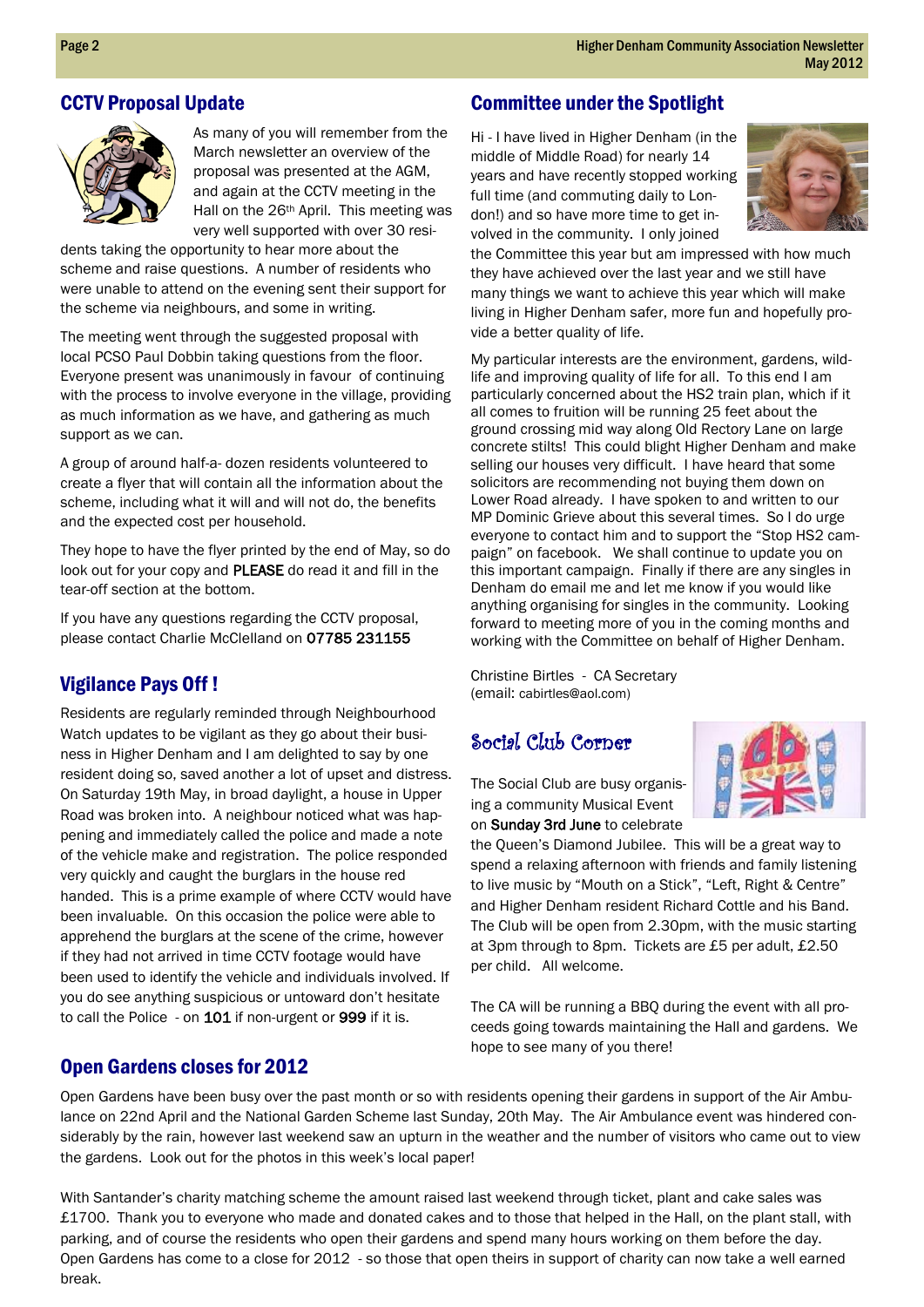## CCTV Proposal Update

As many of you will remember from the March newsletter an overview of the proposal was presented at the AGM, and again at the CCTV meeting in the Hall on the 26th April. This meeting was very well supported with over 30 residents taking the opportunity to hear more about the scheme and raise questions. A number of residents who were unable to attend on the evening sent their support for the scheme via neighbours, and some in writing.

The meeting went through the suggested proposal with local PCSO Paul Dobbin taking questions from the floor. Everyone present was unanimously in favour of continuing with the process to involve everyone in the village, providing as much information as we have, and gathering as much support as we can.

A group of around half-a- dozen residents volunteered to create a flyer that will contain all the information about the scheme, including what it will and will not do, the benefits and the expected cost per household.

They hope to have the flyer printed by the end of May, so do look out for your copy and PLEASE do read it and fill in the tear-off section at the bottom.

If you have any questions regarding the CCTV proposal, please contact Charlie McClelland on 07785 231155

## Vigilance Pays Off !

Residents are regularly reminded through Neighbourhood Watch updates to be vigilant as they go about their business in Higher Denham and I am delighted to say by one resident doing so, saved another a lot of upset and distress. On Saturday 19th May, in broad daylight, a house in Upper Road was broken into. A neighbour noticed what was happening and immediately called the police and made a note of the vehicle make and registration. The police responded very quickly and caught the burglars in the house red handed. This is a prime example of where CCTV would have been invaluable. On this occasion the police were able to apprehend the burglars at the scene of the crime, however if they had not arrived in time CCTV footage would have been used to identify the vehicle and individuals involved. If you do see anything suspicious or untoward don't hesitate to call the Police - on 101 if non-urgent or 999 if it is.

## Committee under the Spotlight

Hi - I have lived in Higher Denham (in the middle of Middle Road) for nearly 14 years and have recently stopped working full time (and commuting daily to London!) and so have more time to get involved in the community. I only joined the Committee this year but am impressed with how much they have achieved over the last year and we still have many things we want to achieve this year which will make living in Higher Denham safer, more fun and hopefully provide a better quality of life.

My particular interests are the environment, gardens, wildlife and improving quality of life for all. To this end I am particularly concerned about the HS2 train plan, which if it all comes to fruition will be running 25 feet about the ground crossing mid way along Old Rectory Lane on large concrete stilts! This could blight Higher Denham and make selling our houses very difficult. I have heard that some solicitors are recommending not buying them down on Lower Road already. I have spoken to and written to our MP Dominic Grieve about this several times. So I do urge everyone to contact him and to support the "Stop HS2 campaign" on facebook. We shall continue to update you on this important campaign. Finally if there are any singles in Denham do email me and let me know if you would like anything organising for singles in the community. Looking forward to meeting more of you in the coming months and working with the Committee on behalf of Higher Denham.

Christine Birtles - CA Secretary
(email: cabirtles@aol.com)

## Social Club Corner

The Social Club are busy organising a community Musical Event on Sunday 3rd June to celebrate the Queen's Diamond Jubilee. This will be a great way to spend a relaxing afternoon with friends and family listening to live music by "Mouth on a Stick", "Left, Right & Centre" and Higher Denham resident Richard Cottle and his Band. The Club will be open from 2.30pm, with the music starting at 3pm through to 8pm. Tickets are £5 per adult, £2.50 per child. All welcome.

The CA will be running a BBQ during the event with all proceeds going towards maintaining the Hall and gardens. We hope to see many of you there!

## Open Gardens closes for 2012

Open Gardens have been busy over the past month or so with residents opening their gardens in support of the Air Ambulance on 22nd April and the National Garden Scheme last Sunday, 20th May. The Air Ambulance event was hindered considerably by the rain, however last weekend saw an upturn in the weather and the number of visitors who came out to view the gardens. Look out for the photos in this week's local paper!

With Santander's charity matching scheme the amount raised last weekend through ticket, plant and cake sales was £1700. Thank you to everyone who made and donated cakes and to those that helped in the Hall, on the plant stall, with parking, and of course the residents who open their gardens and spend many hours working on them before the day. Open Gardens has come to a close for 2012 - so those that open theirs in support of charity can now take a well earned break.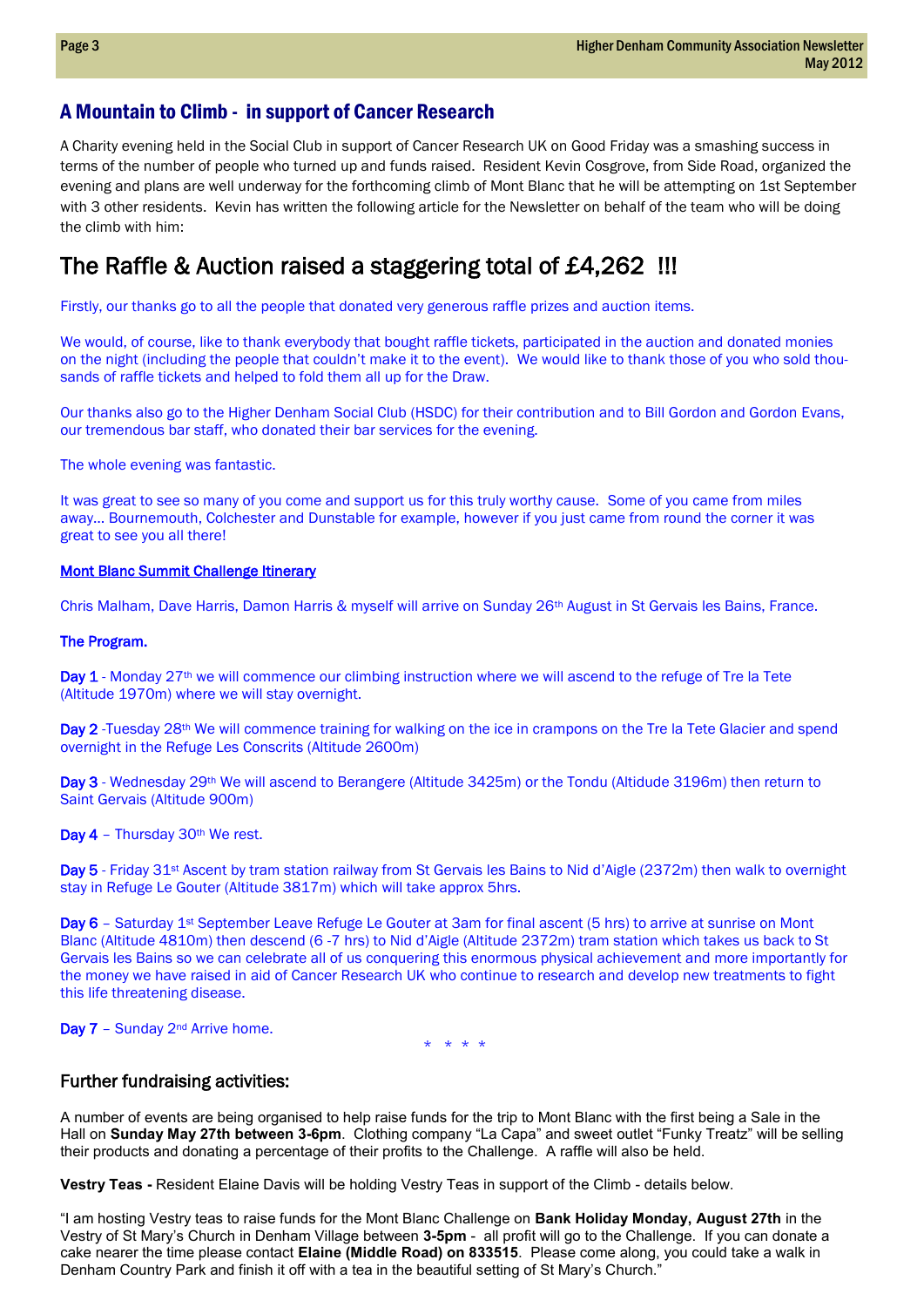## A Mountain to Climb - in support of Cancer Research

A Charity evening held in the Social Club in support of Cancer Research UK on Good Friday was a smashing success in terms of the number of people who turned up and funds raised. Resident Kevin Cosgrove, from Side Road, organized the evening and plans are well underway for the forthcoming climb of Mont Blanc that he will be attempting on 1st September with 3 other residents. Kevin has written the following article for the Newsletter on behalf of the team who will be doing the climb with him:

# The Raffle & Auction raised a staggering total of £4,262 !!!

Firstly, our thanks go to all the people that donated very generous raffle prizes and auction items.

We would, of course, like to thank everybody that bought raffle tickets, participated in the auction and donated monies on the night (including the people that couldn't make it to the event). We would like to thank those of you who sold thousands of raffle tickets and helped to fold them all up for the Draw.

Our thanks also go to the Higher Denham Social Club (HSDC) for their contribution and to Bill Gordon and Gordon Evans, our tremendous bar staff, who donated their bar services for the evening.

The whole evening was fantastic.

It was great to see so many of you come and support us for this truly worthy cause. Some of you came from miles away… Bournemouth, Colchester and Dunstable for example, however if you just came from round the corner it was great to see you all there!

**Mont Blanc Summit Challenge Itinerary**

Chris Malham, Dave Harris, Damon Harris & myself will arrive on Sunday 26th August in St Gervais les Bains, France.

**The Program.**

**Day 1** - Monday 27th we will commence our climbing instruction where we will ascend to the refuge of Tre la Tete (Altitude 1970m) where we will stay overnight.

**Day 2** -Tuesday 28th We will commence training for walking on the ice in crampons on the Tre la Tete Glacier and spend overnight in the Refuge Les Conscrits (Altitude 2600m)

**Day 3** - Wednesday 29th We will ascend to Berangere (Altitude 3425m) or the Tondu (Altidude 3196m) then return to Saint Gervais (Altitude 900m)

**Day 4** – Thursday 30th We rest.

**Day 5** - Friday 31st Ascent by tram station railway from St Gervais les Bains to Nid d'Aigle (2372m) then walk to overnight stay in Refuge Le Gouter (Altitude 3817m) which will take approx 5hrs.

**Day 6** – Saturday 1st September Leave Refuge Le Gouter at 3am for final ascent (5 hrs) to arrive at sunrise on Mont Blanc (Altitude 4810m) then descend (6 -7 hrs) to Nid d'Aigle (Altitude 2372m) tram station which takes us back to St Gervais les Bains so we can celebrate all of us conquering this enormous physical achievement and more importantly for the money we have raised in aid of Cancer Research UK who continue to research and develop new treatments to fight this life threatening disease.

**Day 7** – Sunday 2nd Arrive home.

\* \* \* \*

### Further fundraising activities:

A number of events are being organised to help raise funds for the trip to Mont Blanc with the first being a Sale in the Hall on **Sunday May 27th between 3-6pm**. Clothing company "La Capa" and sweet outlet "Funky Treatz" will be selling their products and donating a percentage of their profits to the Challenge. A raffle will also be held.

**Vestry Teas -** Resident Elaine Davis will be holding Vestry Teas in support of the Climb - details below.

"I am hosting Vestry teas to raise funds for the Mont Blanc Challenge on **Bank Holiday Monday, August 27th** in the Vestry of St Mary's Church in Denham Village between **3-5pm** - all profit will go to the Challenge. If you can donate a cake nearer the time please contact **Elaine (Middle Road) on 833515**. Please come along, you could take a walk in Denham Country Park and finish it off with a tea in the beautiful setting of St Mary's Church."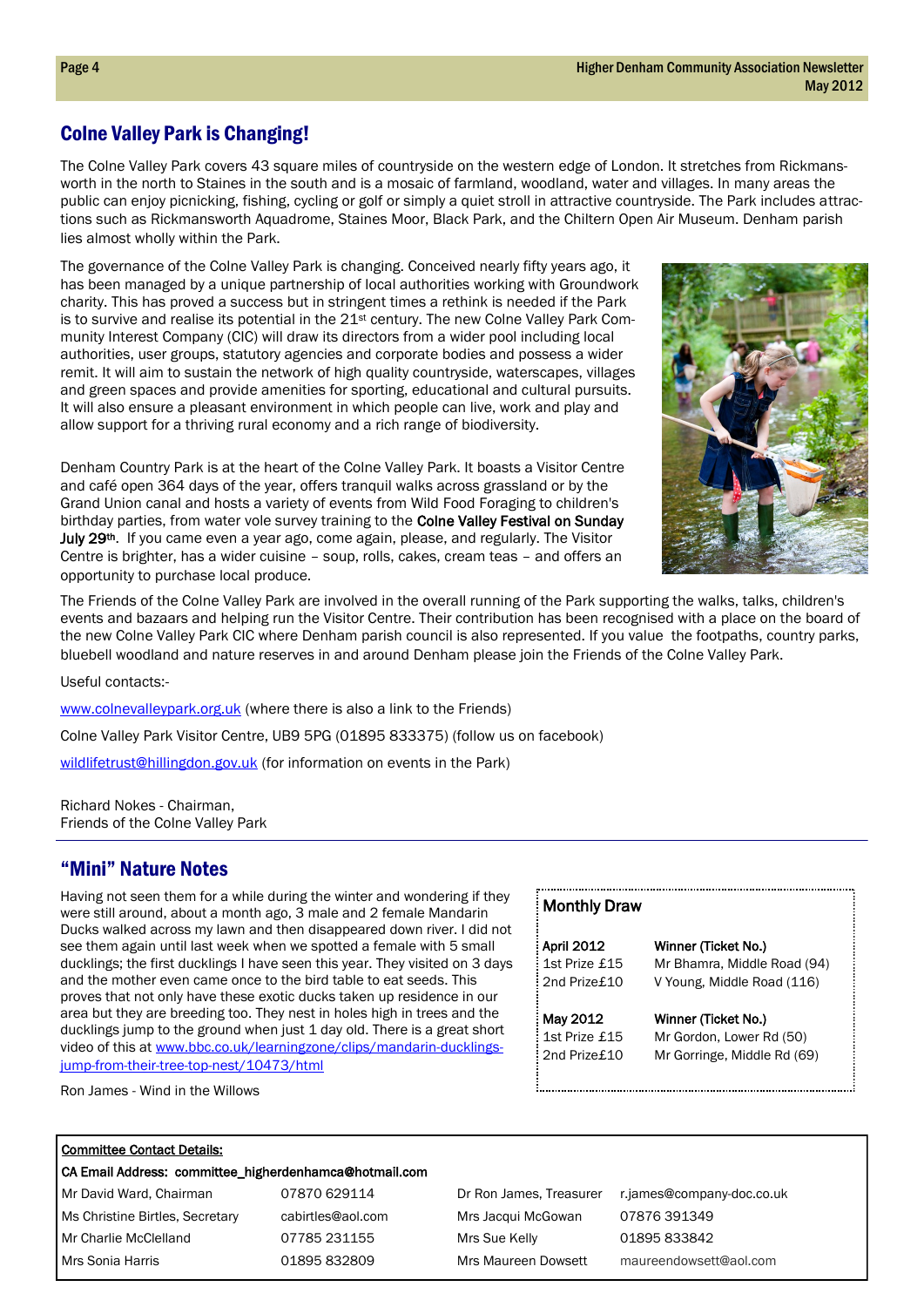## Colne Valley Park is Changing!

The Colne Valley Park covers 43 square miles of countryside on the western edge of London. It stretches from Rickmansworth in the north to Staines in the south and is a mosaic of farmland, woodland, water and villages. In many areas the public can enjoy picnicking, fishing, cycling or golf or simply a quiet stroll in attractive countryside. The Park includes attractions such as Rickmansworth Aquadrome, Staines Moor, Black Park, and the Chiltern Open Air Museum. Denham parish lies almost wholly within the Park.

The governance of the Colne Valley Park is changing. Conceived nearly fifty years ago, it has been managed by a unique partnership of local authorities working with Groundwork charity. This has proved a success but in stringent times a rethink is needed if the Park is to survive and realise its potential in the 21st century. The new Colne Valley Park Community Interest Company (CIC) will draw its directors from a wider pool including local authorities, user groups, statutory agencies and corporate bodies and possess a wider remit. It will aim to sustain the network of high quality countryside, waterscapes, villages and green spaces and provide amenities for sporting, educational and cultural pursuits. It will also ensure a pleasant environment in which people can live, work and play and allow support for a thriving rural economy and a rich range of biodiversity.

Denham Country Park is at the heart of the Colne Valley Park. It boasts a Visitor Centre and café open 364 days of the year, offers tranquil walks across grassland or by the Grand Union canal and hosts a variety of events from Wild Food Foraging to children's birthday parties, from water vole survey training to the **Colne Valley Festival on Sunday July 29th**. If you came even a year ago, come again, please, and regularly. The Visitor Centre is brighter, has a wider cuisine – soup, rolls, cakes, cream teas – and offers an opportunity to purchase local produce.

The Friends of the Colne Valley Park are involved in the overall running of the Park supporting the walks, talks, children's events and bazaars and helping run the Visitor Centre. Their contribution has been recognised with a place on the board of the new Colne Valley Park CIC where Denham parish council is also represented. If you value the footpaths, country parks, bluebell woodland and nature reserves in and around Denham please join the Friends of the Colne Valley Park.

Useful contacts:-

www.colnevalleypark.org.uk (where there is also a link to the Friends)

Colne Valley Park Visitor Centre, UB9 5PG (01895 833375) (follow us on facebook)

wildlifetrust@hillingdon.gov.uk (for information on events in the Park)

Richard Nokes - Chairman,
Friends of the Colne Valley Park

## "Mini" Nature Notes

Having not seen them for a while during the winter and wondering if they were still around, about a month ago, 3 male and 2 female Mandarin Ducks walked across my lawn and then disappeared down river. I did not see them again until last week when we spotted a female with 5 small ducklings; the first ducklings I have seen this year. They visited on 3 days and the mother even came once to the bird table to eat seeds. This proves that not only have these exotic ducks taken up residence in our area but they are breeding too. They nest in holes high in trees and the ducklings jump to the ground when just 1 day old. There is a great short video of this at www.bbc.co.uk/learningzone/clips/mandarin-ducklings-jump-from-their-tree-top-nest/10473/html

Ron James - Wind in the Willows

### Monthly Draw

| April 2012 | Winner (Ticket No.) |
|---|---|
| 1st Prize £15 | Mr Bhamra, Middle Road (94) |
| 2nd Prize£10 | V Young, Middle Road (116) |
| **May 2012** | **Winner (Ticket No.)** |
| 1st Prize £15 | Mr Gordon, Lower Rd (50) |
| 2nd Prize£10 | Mr Gorringe, Middle Rd (69) |

**Committee Contact Details:**

CA Email Address: committee_higherdenhamca@hotmail.com

| | | | |
|---|---|---|---|
| Mr David Ward, Chairman | 07870 629114 | Dr Ron James, Treasurer | r.james@company-doc.co.uk |
| Ms Christine Birtles, Secretary | cabirtles@aol.com | Mrs Jacqui McGowan | 07876 391349 |
| Mr Charlie McClelland | 07785 231155 | Mrs Sue Kelly | 01895 833842 |
| Mrs Sonia Harris | 01895 832809 | Mrs Maureen Dowsett | maureendowsett@aol.com |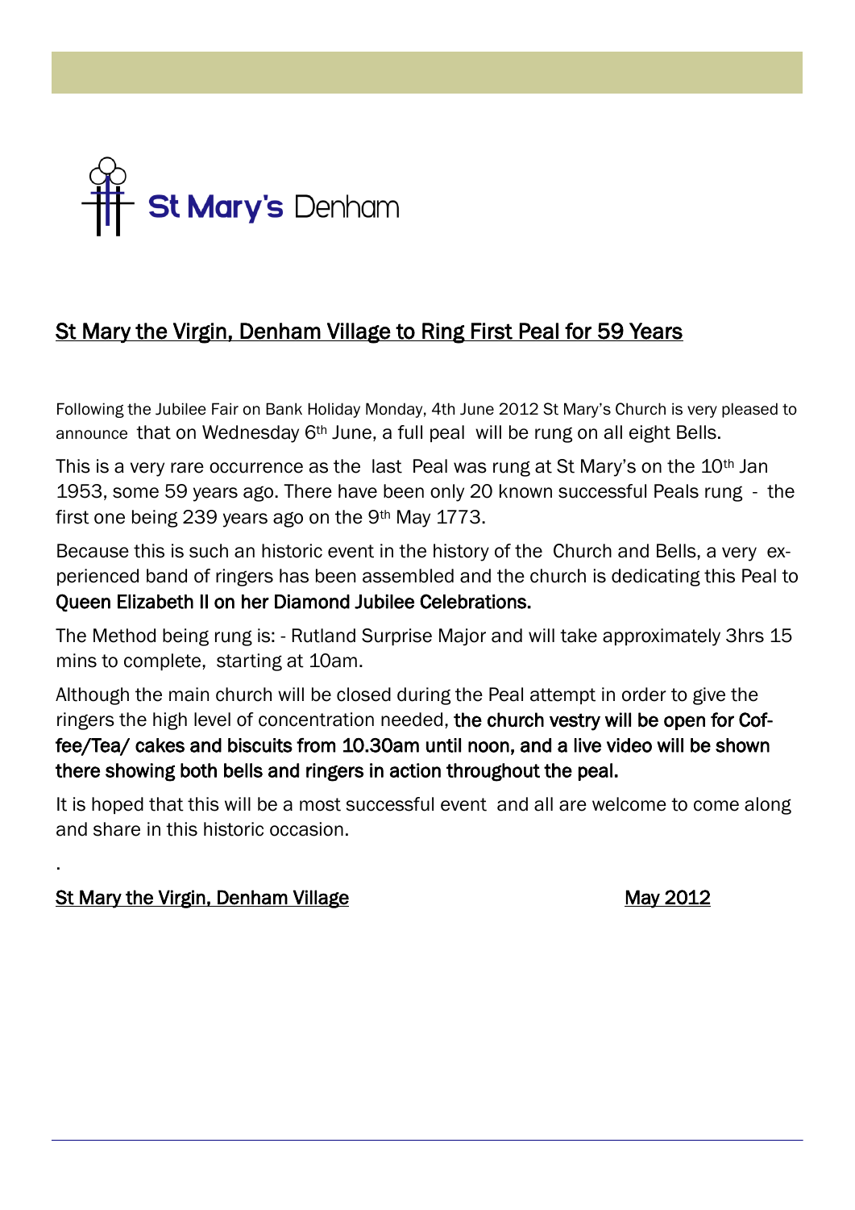St Mary's Denham

## St Mary the Virgin, Denham Village to Ring First Peal for 59 Years

Following the Jubilee Fair on Bank Holiday Monday, 4th June 2012 St Mary's Church is very pleased to announce that on Wednesday 6th June, a full peal will be rung on all eight Bells.

This is a very rare occurrence as the last Peal was rung at St Mary's on the 10th Jan 1953, some 59 years ago. There have been only 20 known successful Peals rung - the first one being 239 years ago on the 9th May 1773.

Because this is such an historic event in the history of the Church and Bells, a very experienced band of ringers has been assembled and the church is dedicating this Peal to **Queen Elizabeth II on her Diamond Jubilee Celebrations.**

The Method being rung is: - Rutland Surprise Major and will take approximately 3hrs 15 mins to complete, starting at 10am.

Although the main church will be closed during the Peal attempt in order to give the ringers the high level of concentration needed, **the church vestry will be open for Coffee/Tea/ cakes and biscuits from 10.30am until noon, and a live video will be shown there showing both bells and ringers in action throughout the peal.**

It is hoped that this will be a most successful event and all are welcome to come along and share in this historic occasion.

.

St Mary the Virgin, Denham Village — May 2012